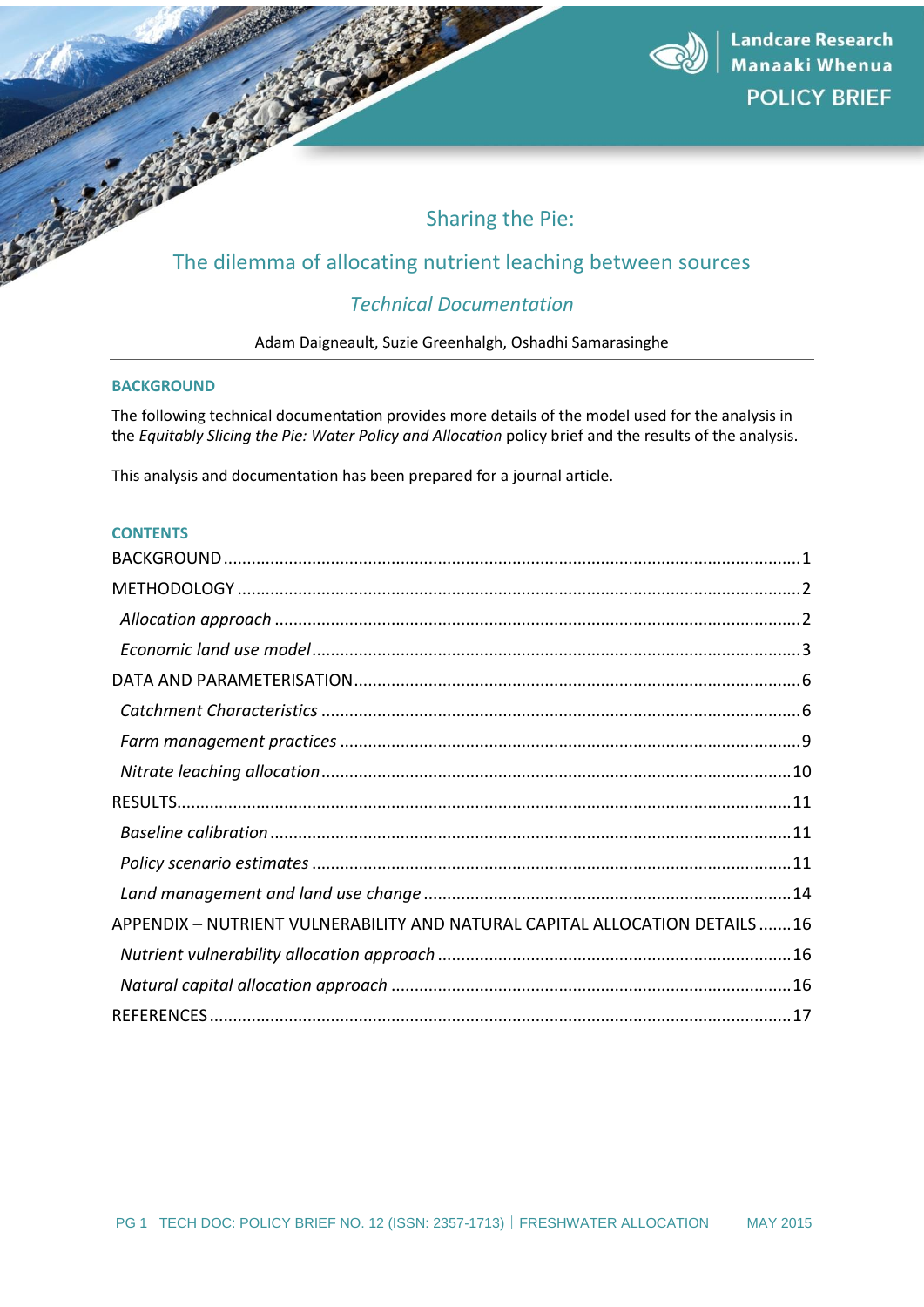Landcare Research
Manaaki Whenua
POLICY BRIEF

# Sharing the Pie:

## The dilemma of allocating nutrient leaching between sources

### *Technical Documentation*

Adam Daigneault, Suzie Greenhalgh, Oshadhi Samarasinghe

## BACKGROUND

The following technical documentation provides more details of the model used for the analysis in the *Equitably Slicing the Pie: Water Policy and Allocation* policy brief and the results of the analysis.

This analysis and documentation has been prepared for a journal article.

## CONTENTS

BACKGROUND ........................................................ 1
METHODOLOGY ........................................................ 2
*Allocation approach* ........................................................ 2
*Economic land use model* ........................................................ 3
DATA AND PARAMETERISATION ........................................................ 6
*Catchment Characteristics* ........................................................ 6
*Farm management practices* ........................................................ 9
*Nitrate leaching allocation* ........................................................ 10
RESULTS ........................................................ 11
*Baseline calibration* ........................................................ 11
*Policy scenario estimates* ........................................................ 11
*Land management and land use change* ........................................................ 14
APPENDIX – NUTRIENT VULNERABILITY AND NATURAL CAPITAL ALLOCATION DETAILS ....... 16
*Nutrient vulnerability allocation approach* ........................................................ 16
*Natural capital allocation approach* ........................................................ 16
REFERENCES ........................................................ 17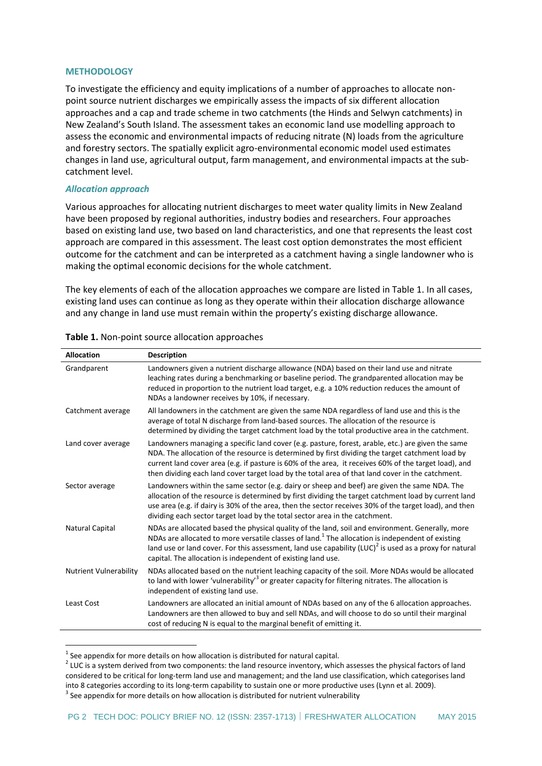## METHODOLOGY

To investigate the efficiency and equity implications of a number of approaches to allocate non-point source nutrient discharges we empirically assess the impacts of six different allocation approaches and a cap and trade scheme in two catchments (the Hinds and Selwyn catchments) in New Zealand's South Island. The assessment takes an economic land use modelling approach to assess the economic and environmental impacts of reducing nitrate (N) loads from the agriculture and forestry sectors. The spatially explicit agro-environmental economic model used estimates changes in land use, agricultural output, farm management, and environmental impacts at the sub-catchment level.

### *Allocation approach*

Various approaches for allocating nutrient discharges to meet water quality limits in New Zealand have been proposed by regional authorities, industry bodies and researchers. Four approaches based on existing land use, two based on land characteristics, and one that represents the least cost approach are compared in this assessment. The least cost option demonstrates the most efficient outcome for the catchment and can be interpreted as a catchment having a single landowner who is making the optimal economic decisions for the whole catchment.

The key elements of each of the allocation approaches we compare are listed in Table 1. In all cases, existing land uses can continue as long as they operate within their allocation discharge allowance and any change in land use must remain within the property's existing discharge allowance.

**Table 1.** Non-point source allocation approaches

| Allocation | Description |
|---|---|
| Grandparent | Landowners given a nutrient discharge allowance (NDA) based on their land use and nitrate leaching rates during a benchmarking or baseline period. The grandparented allocation may be reduced in proportion to the nutrient load target, e.g. a 10% reduction reduces the amount of NDAs a landowner receives by 10%, if necessary. |
| Catchment average | All landowners in the catchment are given the same NDA regardless of land use and this is the average of total N discharge from land-based sources. The allocation of the resource is determined by dividing the target catchment load by the total productive area in the catchment. |
| Land cover average | Landowners managing a specific land cover (e.g. pasture, forest, arable, etc.) are given the same NDA. The allocation of the resource is determined by first dividing the target catchment load by current land cover area (e.g. if pasture is 60% of the area, it receives 60% of the target load), and then dividing each land cover target load by the total area of that land cover in the catchment. |
| Sector average | Landowners within the same sector (e.g. dairy or sheep and beef) are given the same NDA. The allocation of the resource is determined by first dividing the target catchment load by current land use area (e.g. if dairy is 30% of the area, then the sector receives 30% of the target load), and then dividing each sector target load by the total sector area in the catchment. |
| Natural Capital | NDAs are allocated based the physical quality of the land, soil and environment. Generally, more NDAs are allocated to more versatile classes of land.[1] The allocation is independent of existing land use or land cover. For this assessment, land use capability (LUC)[2] is used as a proxy for natural capital. The allocation is independent of existing land use. |
| Nutrient Vulnerability | NDAs allocated based on the nutrient leaching capacity of the soil. More NDAs would be allocated to land with lower 'vulnerability'[3] or greater capacity for filtering nitrates. The allocation is independent of existing land use. |
| Least Cost | Landowners are allocated an initial amount of NDAs based on any of the 6 allocation approaches. Landowners are then allowed to buy and sell NDAs, and will choose to do so until their marginal cost of reducing N is equal to the marginal benefit of emitting it. |

[1] See appendix for more details on how allocation is distributed for natural capital.

[2] LUC is a system derived from two components: the land resource inventory, which assesses the physical factors of land considered to be critical for long-term land use and management; and the land use classification, which categorises land into 8 categories according to its long-term capability to sustain one or more productive uses (Lynn et al. 2009).

[3] See appendix for more details on how allocation is distributed for nutrient vulnerability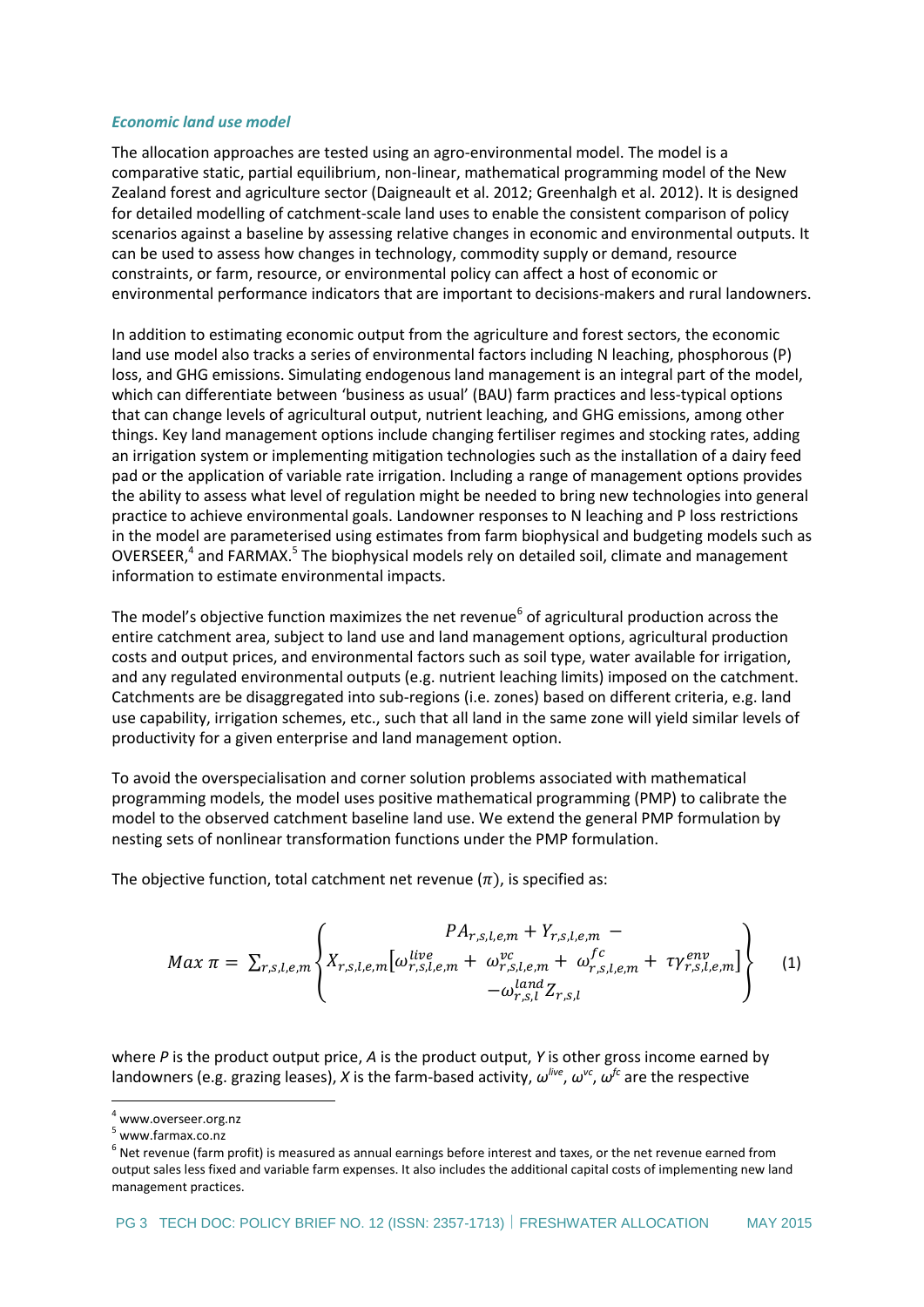### *Economic land use model*

The allocation approaches are tested using an agro-environmental model. The model is a comparative static, partial equilibrium, non-linear, mathematical programming model of the New Zealand forest and agriculture sector (Daigneault et al. 2012; Greenhalgh et al. 2012). It is designed for detailed modelling of catchment-scale land uses to enable the consistent comparison of policy scenarios against a baseline by assessing relative changes in economic and environmental outputs. It can be used to assess how changes in technology, commodity supply or demand, resource constraints, or farm, resource, or environmental policy can affect a host of economic or environmental performance indicators that are important to decisions-makers and rural landowners.

In addition to estimating economic output from the agriculture and forest sectors, the economic land use model also tracks a series of environmental factors including N leaching, phosphorous (P) loss, and GHG emissions. Simulating endogenous land management is an integral part of the model, which can differentiate between 'business as usual' (BAU) farm practices and less-typical options that can change levels of agricultural output, nutrient leaching, and GHG emissions, among other things. Key land management options include changing fertiliser regimes and stocking rates, adding an irrigation system or implementing mitigation technologies such as the installation of a dairy feed pad or the application of variable rate irrigation. Including a range of management options provides the ability to assess what level of regulation might be needed to bring new technologies into general practice to achieve environmental goals. Landowner responses to N leaching and P loss restrictions in the model are parameterised using estimates from farm biophysical and budgeting models such as OVERSEER,[4] and FARMAX.[5] The biophysical models rely on detailed soil, climate and management information to estimate environmental impacts.

The model's objective function maximizes the net revenue[6] of agricultural production across the entire catchment area, subject to land use and land management options, agricultural production costs and output prices, and environmental factors such as soil type, water available for irrigation, and any regulated environmental outputs (e.g. nutrient leaching limits) imposed on the catchment. Catchments are be disaggregated into sub-regions (i.e. zones) based on different criteria, e.g. land use capability, irrigation schemes, etc., such that all land in the same zone will yield similar levels of productivity for a given enterprise and land management option.

To avoid the overspecialisation and corner solution problems associated with mathematical programming models, the model uses positive mathematical programming (PMP) to calibrate the model to the observed catchment baseline land use. We extend the general PMP formulation by nesting sets of nonlinear transformation functions under the PMP formulation.

The objective function, total catchment net revenue ($\pi$), is specified as:

$$Max\ \pi = \sum_{r,s,l,e,m} \left\{ \begin{array}{c} PA_{r,s,l,e,m} + Y_{r,s,l,e,m} - \\ X_{r,s,l,e,m}\left[\omega^{live}_{r,s,l,e,m} + \omega^{vc}_{r,s,l,e,m} + \omega^{fc}_{r,s,l,e,m} + \tau\gamma^{env}_{r,s,l,e,m}\right] \\ -\omega^{land}_{r,s,l} Z_{r,s,l} \end{array} \right\} \quad (1)$$

where *P* is the product output price, *A* is the product output, *Y* is other gross income earned by landowners (e.g. grazing leases), *X* is the farm-based activity, $\omega^{live}$, $\omega^{vc}$, $\omega^{fc}$ are the respective

---

[4] www.overseer.org.nz

[5] www.farmax.co.nz

[6] Net revenue (farm profit) is measured as annual earnings before interest and taxes, or the net revenue earned from output sales less fixed and variable farm expenses. It also includes the additional capital costs of implementing new land management practices.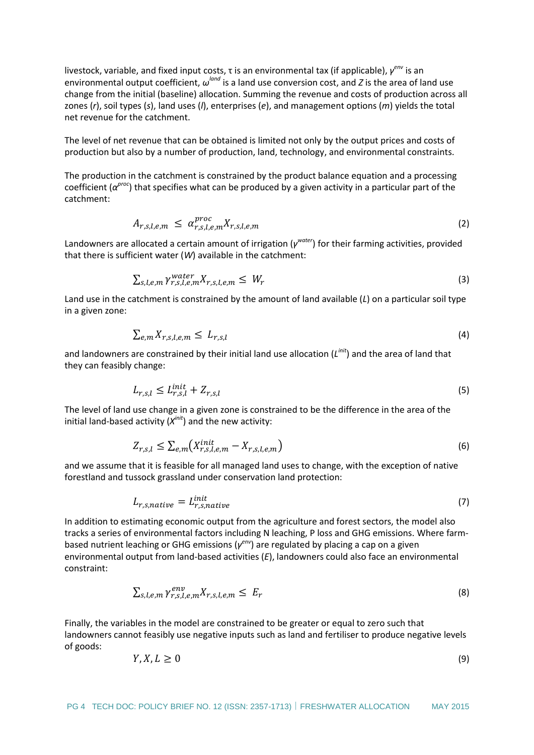livestock, variable, and fixed input costs, τ is an environmental tax (if applicable), $\gamma^{env}$ is an environmental output coefficient, $\omega^{land}$ is a land use conversion cost, and $Z$ is the area of land use change from the initial (baseline) allocation. Summing the revenue and costs of production across all zones ($r$), soil types ($s$), land uses ($l$), enterprises ($e$), and management options ($m$) yields the total net revenue for the catchment.

The level of net revenue that can be obtained is limited not only by the output prices and costs of production but also by a number of production, land, technology, and environmental constraints.

The production in the catchment is constrained by the product balance equation and a processing coefficient ($\alpha^{proc}$) that specifies what can be produced by a given activity in a particular part of the catchment:

$$A_{r,s,l,e,m} \leq \alpha^{proc}_{r,s,l,e,m} X_{r,s,l,e,m} \tag{2}$$

Landowners are allocated a certain amount of irrigation ($\gamma^{water}$) for their farming activities, provided that there is sufficient water ($W$) available in the catchment:

$$\sum_{s,l,e,m} \gamma^{water}_{r,s,l,e,m} X_{r,s,l,e,m} \leq W_r \tag{3}$$

Land use in the catchment is constrained by the amount of land available ($L$) on a particular soil type in a given zone:

$$\sum_{e,m} X_{r,s,l,e,m} \leq L_{r,s,l} \tag{4}$$

and landowners are constrained by their initial land use allocation ($L^{init}$) and the area of land that they can feasibly change:

$$L_{r,s,l} \leq L^{init}_{r,s,l} + Z_{r,s,l} \tag{5}$$

The level of land use change in a given zone is constrained to be the difference in the area of the initial land-based activity ($X^{init}$) and the new activity:

$$Z_{r,s,l} \leq \sum_{e,m} \left( X^{init}_{r,s,l,e,m} - X_{r,s,l,e,m} \right) \tag{6}$$

and we assume that it is feasible for all managed land uses to change, with the exception of native forestland and tussock grassland under conservation land protection:

$$L_{r,s,native} = L^{init}_{r,s,native} \tag{7}$$

In addition to estimating economic output from the agriculture and forest sectors, the model also tracks a series of environmental factors including N leaching, P loss and GHG emissions. Where farm-based nutrient leaching or GHG emissions ($\gamma^{env}$) are regulated by placing a cap on a given environmental output from land-based activities ($E$), landowners could also face an environmental constraint:

$$\sum_{s,l,e,m} \gamma^{env}_{r,s,l,e,m} X_{r,s,l,e,m} \leq E_r \tag{8}$$

Finally, the variables in the model are constrained to be greater or equal to zero such that landowners cannot feasibly use negative inputs such as land and fertiliser to produce negative levels of goods:

$$Y, X, L \geq 0 \tag{9}$$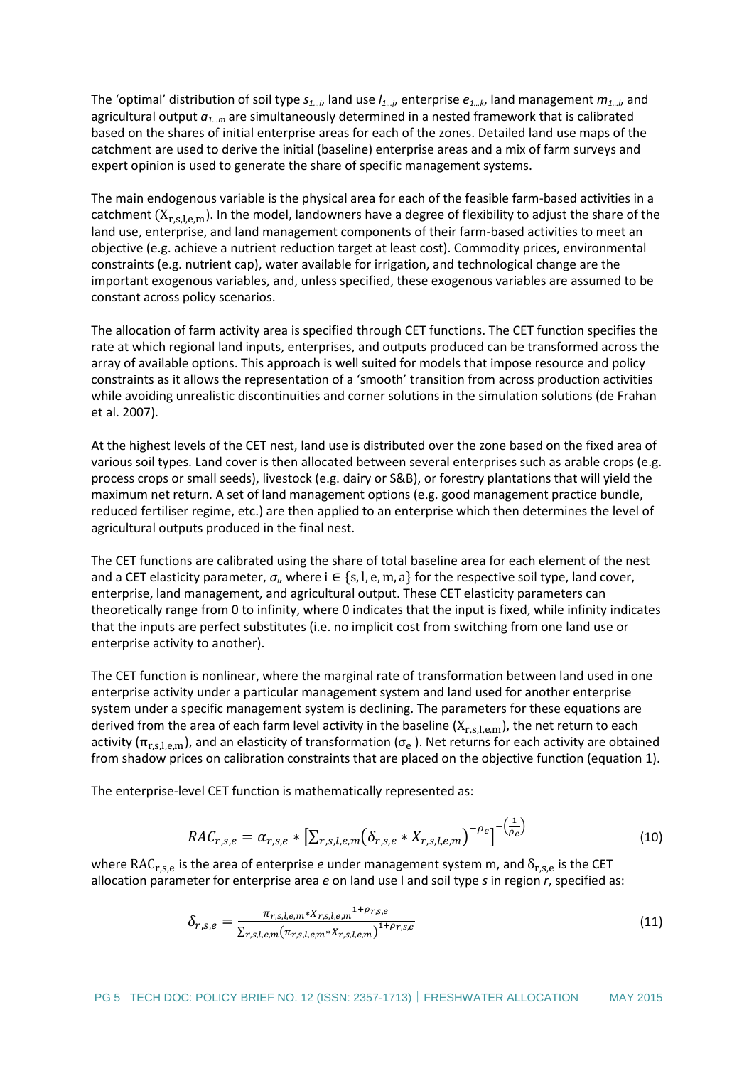The 'optimal' distribution of soil type $s_{1...i}$, land use $l_{1...j}$, enterprise $e_{1...k}$, land management $m_{1...l}$, and agricultural output $a_{1...m}$ are simultaneously determined in a nested framework that is calibrated based on the shares of initial enterprise areas for each of the zones. Detailed land use maps of the catchment are used to derive the initial (baseline) enterprise areas and a mix of farm surveys and expert opinion is used to generate the share of specific management systems.

The main endogenous variable is the physical area for each of the feasible farm-based activities in a catchment ($X_{r,s,l,e,m}$). In the model, landowners have a degree of flexibility to adjust the share of the land use, enterprise, and land management components of their farm-based activities to meet an objective (e.g. achieve a nutrient reduction target at least cost). Commodity prices, environmental constraints (e.g. nutrient cap), water available for irrigation, and technological change are the important exogenous variables, and, unless specified, these exogenous variables are assumed to be constant across policy scenarios.

The allocation of farm activity area is specified through CET functions. The CET function specifies the rate at which regional land inputs, enterprises, and outputs produced can be transformed across the array of available options. This approach is well suited for models that impose resource and policy constraints as it allows the representation of a 'smooth' transition from across production activities while avoiding unrealistic discontinuities and corner solutions in the simulation solutions (de Frahan et al. 2007).

At the highest levels of the CET nest, land use is distributed over the zone based on the fixed area of various soil types. Land cover is then allocated between several enterprises such as arable crops (e.g. process crops or small seeds), livestock (e.g. dairy or S&B), or forestry plantations that will yield the maximum net return. A set of land management options (e.g. good management practice bundle, reduced fertiliser regime, etc.) are then applied to an enterprise which then determines the level of agricultural outputs produced in the final nest.

The CET functions are calibrated using the share of total baseline area for each element of the nest and a CET elasticity parameter, $\sigma_i$, where $i \in \{s, l, e, m, a\}$ for the respective soil type, land cover, enterprise, land management, and agricultural output. These CET elasticity parameters can theoretically range from 0 to infinity, where 0 indicates that the input is fixed, while infinity indicates that the inputs are perfect substitutes (i.e. no implicit cost from switching from one land use or enterprise activity to another).

The CET function is nonlinear, where the marginal rate of transformation between land used in one enterprise activity under a particular management system and land used for another enterprise system under a specific management system is declining. The parameters for these equations are derived from the area of each farm level activity in the baseline ($X_{r,s,l,e,m}$), the net return to each activity ($\pi_{r,s,l,e,m}$), and an elasticity of transformation ($\sigma_e$ ). Net returns for each activity are obtained from shadow prices on calibration constraints that are placed on the objective function (equation 1).

The enterprise-level CET function is mathematically represented as:

$$RAC_{r,s,e} = \alpha_{r,s,e} * \left[\sum_{r,s,l,e,m} \left(\delta_{r,s,e} * X_{r,s,l,e,m}\right)^{-\rho_e}\right]^{-\left(\frac{1}{\rho_e}\right)} \tag{10}$$

where $RAC_{r,s,e}$ is the area of enterprise *e* under management system m, and $\delta_{r,s,e}$ is the CET allocation parameter for enterprise area *e* on land use l and soil type *s* in region *r*, specified as:

$$\delta_{r,s,e} = \frac{\pi_{r,s,l,e,m} * X_{r,s,l,e,m}{}^{1+\rho_{r,s,e}}}{\sum_{r,s,l,e,m} \left(\pi_{r,s,l,e,m} * X_{r,s,l,e,m}\right)^{1+\rho_{r,s,e}}} \tag{11}$$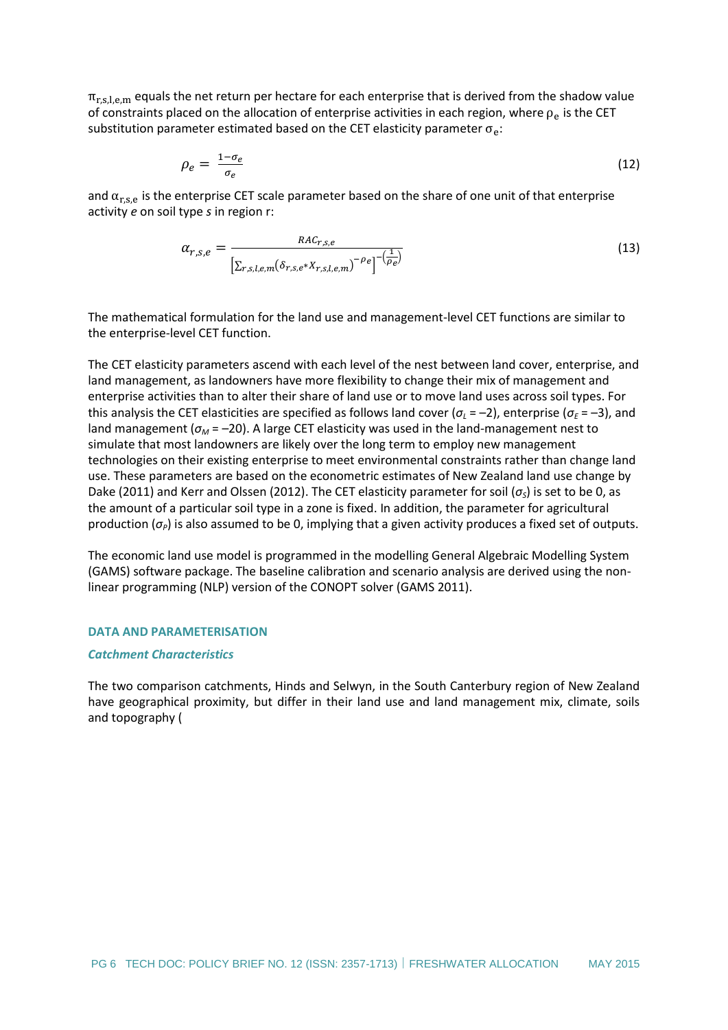$\pi_{r,s,l,e,m}$ equals the net return per hectare for each enterprise that is derived from the shadow value of constraints placed on the allocation of enterprise activities in each region, where $\rho_e$ is the CET substitution parameter estimated based on the CET elasticity parameter $\sigma_e$:

$$\rho_e = \frac{1-\sigma_e}{\sigma_e} \tag{12}$$

and $\alpha_{r,s,e}$ is the enterprise CET scale parameter based on the share of one unit of that enterprise activity *e* on soil type *s* in region r:

$$\alpha_{r,s,e} = \frac{RAC_{r,s,e}}{\left[\sum_{r,s,l,e,m}\left(\delta_{r,s,e} * X_{r,s,l,e,m}\right)^{-\rho_e}\right]^{-\left(\frac{1}{\rho_e}\right)}} \tag{13}$$

The mathematical formulation for the land use and management-level CET functions are similar to the enterprise-level CET function.

The CET elasticity parameters ascend with each level of the nest between land cover, enterprise, and land management, as landowners have more flexibility to change their mix of management and enterprise activities than to alter their share of land use or to move land uses across soil types. For this analysis the CET elasticities are specified as follows land cover ($\sigma_L$ = –2), enterprise ($\sigma_E$ = –3), and land management ($\sigma_M$ = –20). A large CET elasticity was used in the land-management nest to simulate that most landowners are likely over the long term to employ new management technologies on their existing enterprise to meet environmental constraints rather than change land use. These parameters are based on the econometric estimates of New Zealand land use change by Dake (2011) and Kerr and Olssen (2012). The CET elasticity parameter for soil ($\sigma_S$) is set to be 0, as the amount of a particular soil type in a zone is fixed. In addition, the parameter for agricultural production ($\sigma_P$) is also assumed to be 0, implying that a given activity produces a fixed set of outputs.

The economic land use model is programmed in the modelling General Algebraic Modelling System (GAMS) software package. The baseline calibration and scenario analysis are derived using the non-linear programming (NLP) version of the CONOPT solver (GAMS 2011).

## DATA AND PARAMETERISATION

### *Catchment Characteristics*

The two comparison catchments, Hinds and Selwyn, in the South Canterbury region of New Zealand have geographical proximity, but differ in their land use and land management mix, climate, soils and topography (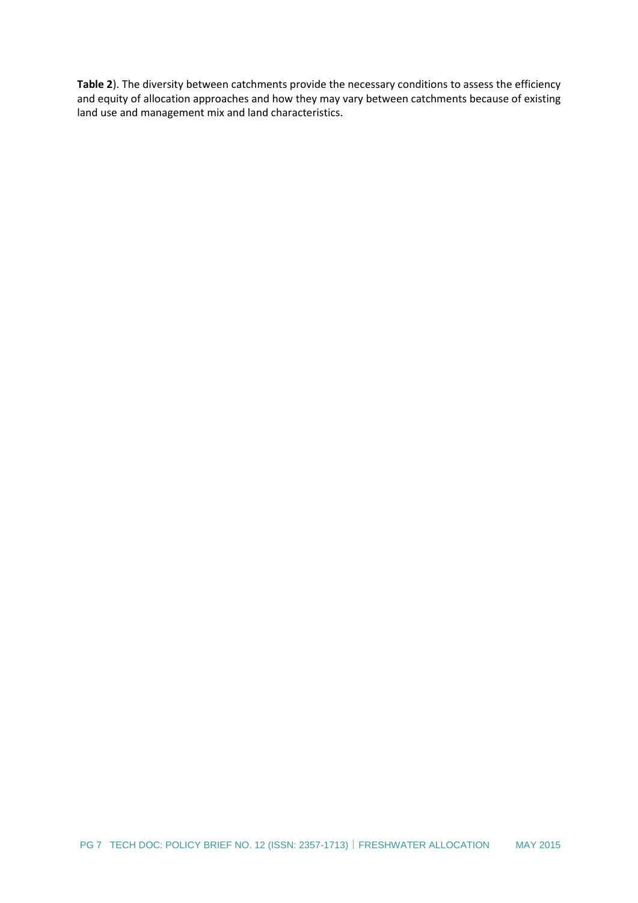**Table 2**). The diversity between catchments provide the necessary conditions to assess the efficiency and equity of allocation approaches and how they may vary between catchments because of existing land use and management mix and land characteristics.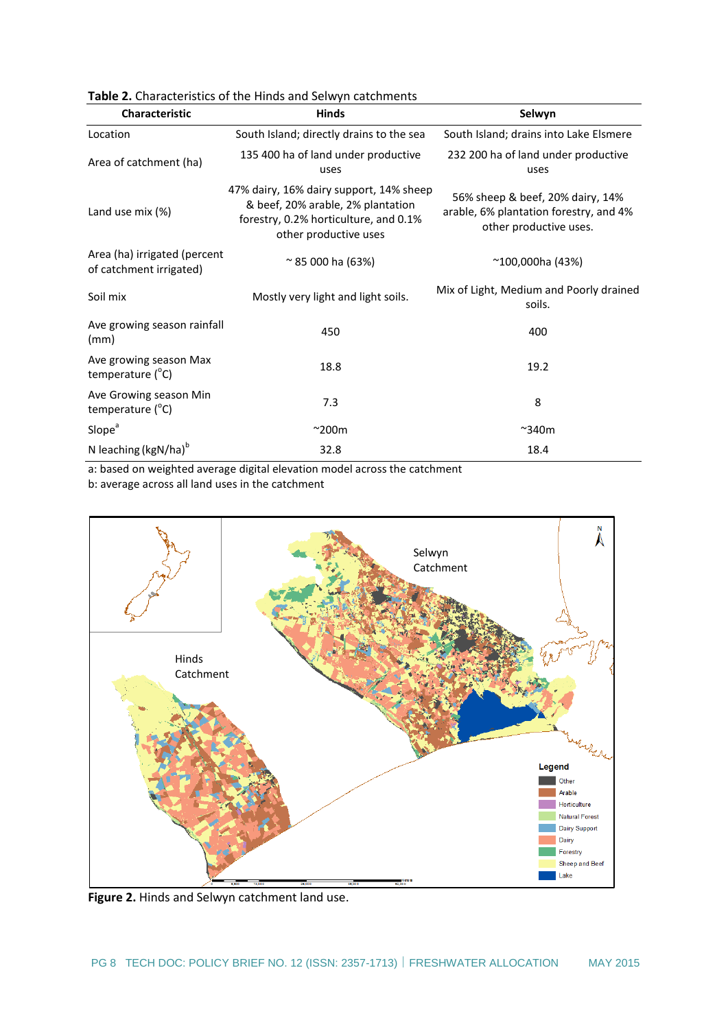**Table 2.** Characteristics of the Hinds and Selwyn catchments

| Characteristic | Hinds | Selwyn |
|---|---|---|
| Location | South Island; directly drains to the sea | South Island; drains into Lake Elsmere |
| Area of catchment (ha) | 135 400 ha of land under productive uses | 232 200 ha of land under productive uses |
| Land use mix (%) | 47% dairy, 16% dairy support, 14% sheep & beef, 20% arable, 2% plantation forestry, 0.2% horticulture, and 0.1% other productive uses | 56% sheep & beef, 20% dairy, 14% arable, 6% plantation forestry, and 4% other productive uses. |
| Area (ha) irrigated (percent of catchment irrigated) | ~ 85 000 ha (63%) | ~100,000ha (43%) |
| Soil mix | Mostly very light and light soils. | Mix of Light, Medium and Poorly drained soils. |
| Ave growing season rainfall (mm) | 450 | 400 |
| Ave growing season Max temperature (°C) | 18.8 | 19.2 |
| Ave Growing season Min temperature (°C) | 7.3 | 8 |
| Slope[a] | ~200m | ~340m |
| N leaching (kgN/ha)[b] | 32.8 | 18.4 |

a: based on weighted average digital elevation model across the catchment
b: average across all land uses in the catchment

**Figure 2.** Hinds and Selwyn catchment land use.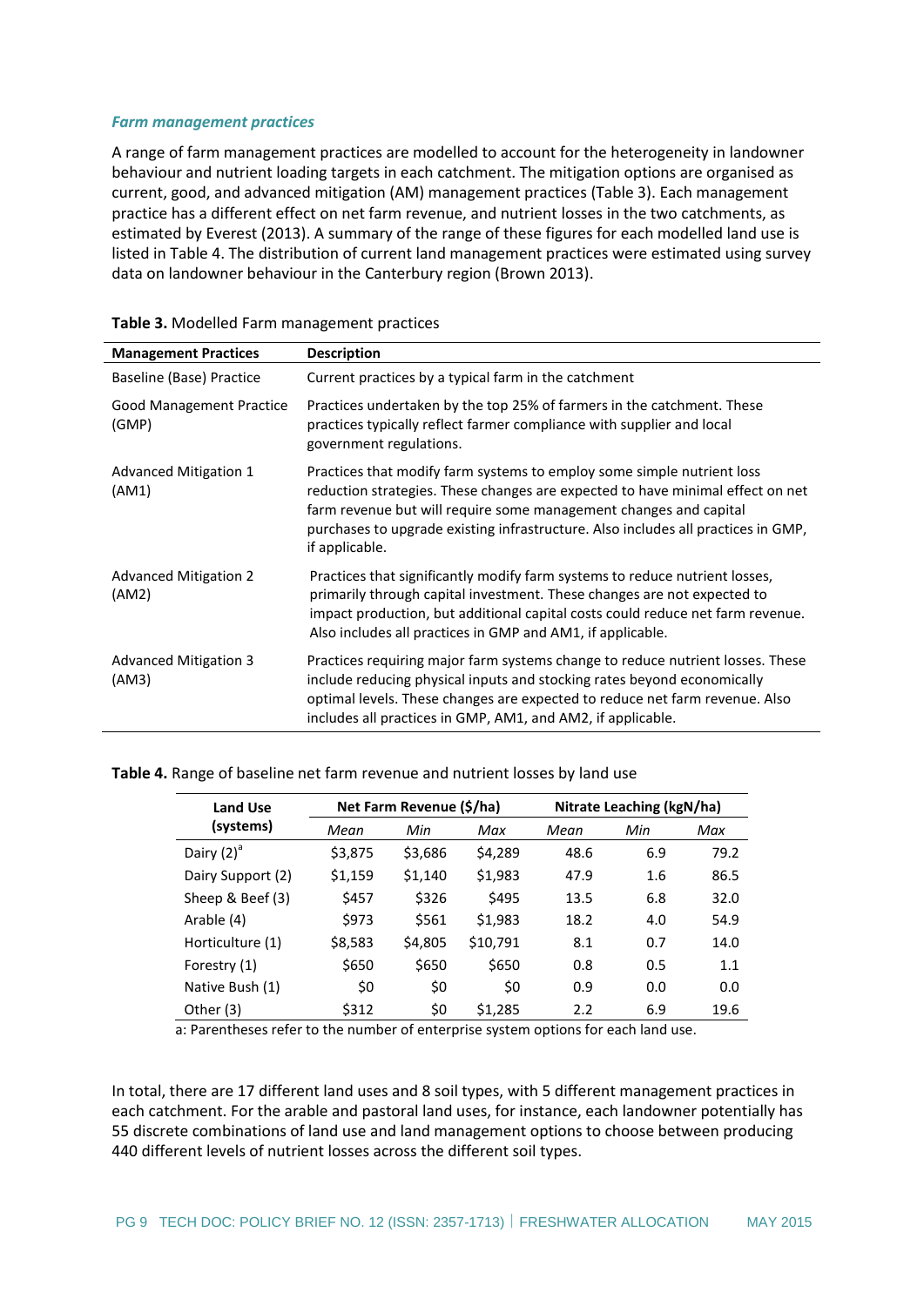### *Farm management practices*

A range of farm management practices are modelled to account for the heterogeneity in landowner behaviour and nutrient loading targets in each catchment. The mitigation options are organised as current, good, and advanced mitigation (AM) management practices (Table 3). Each management practice has a different effect on net farm revenue, and nutrient losses in the two catchments, as estimated by Everest (2013). A summary of the range of these figures for each modelled land use is listed in Table 4. The distribution of current land management practices were estimated using survey data on landowner behaviour in the Canterbury region (Brown 2013).

**Table 3.** Modelled Farm management practices

| **Management Practices** | **Description** |
|---|---|
| Baseline (Base) Practice | Current practices by a typical farm in the catchment |
| Good Management Practice (GMP) | Practices undertaken by the top 25% of farmers in the catchment. These practices typically reflect farmer compliance with supplier and local government regulations. |
| Advanced Mitigation 1 (AM1) | Practices that modify farm systems to employ some simple nutrient loss reduction strategies. These changes are expected to have minimal effect on net farm revenue but will require some management changes and capital purchases to upgrade existing infrastructure. Also includes all practices in GMP, if applicable. |
| Advanced Mitigation 2 (AM2) | Practices that significantly modify farm systems to reduce nutrient losses, primarily through capital investment. These changes are not expected to impact production, but additional capital costs could reduce net farm revenue. Also includes all practices in GMP and AM1, if applicable. |
| Advanced Mitigation 3 (AM3) | Practices requiring major farm systems change to reduce nutrient losses. These include reducing physical inputs and stocking rates beyond economically optimal levels. These changes are expected to reduce net farm revenue. Also includes all practices in GMP, AM1, and AM2, if applicable. |

**Table 4.** Range of baseline net farm revenue and nutrient losses by land use

| **Land Use (systems)** | **Net Farm Revenue ($/ha)** | | | **Nitrate Leaching (kgN/ha)** | | |
|---|---|---|---|---|---|---|
| | *Mean* | *Min* | *Max* | *Mean* | *Min* | *Max* |
| Dairy (2)[a] | $3,875 | $3,686 | $4,289 | 48.6 | 6.9 | 79.2 |
| Dairy Support (2) | $1,159 | $1,140 | $1,983 | 47.9 | 1.6 | 86.5 |
| Sheep & Beef (3) | $457 | $326 | $495 | 13.5 | 6.8 | 32.0 |
| Arable (4) | $973 | $561 | $1,983 | 18.2 | 4.0 | 54.9 |
| Horticulture (1) | $8,583 | $4,805 | $10,791 | 8.1 | 0.7 | 14.0 |
| Forestry (1) | $650 | $650 | $650 | 0.8 | 0.5 | 1.1 |
| Native Bush (1) | $0 | $0 | $0 | 0.9 | 0.0 | 0.0 |
| Other (3) | $312 | $0 | $1,285 | 2.2 | 6.9 | 19.6 |

a: Parentheses refer to the number of enterprise system options for each land use.

In total, there are 17 different land uses and 8 soil types, with 5 different management practices in each catchment. For the arable and pastoral land uses, for instance, each landowner potentially has 55 discrete combinations of land use and land management options to choose between producing 440 different levels of nutrient losses across the different soil types.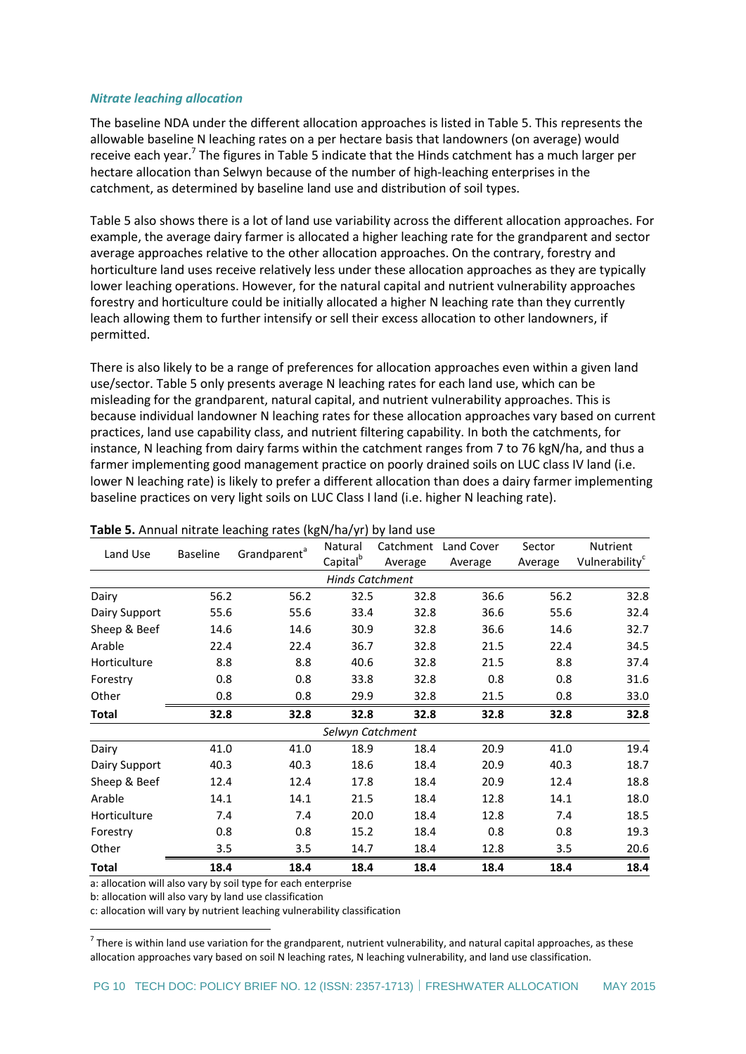### *Nitrate leaching allocation*

The baseline NDA under the different allocation approaches is listed in Table 5. This represents the allowable baseline N leaching rates on a per hectare basis that landowners (on average) would receive each year.[7] The figures in Table 5 indicate that the Hinds catchment has a much larger per hectare allocation than Selwyn because of the number of high-leaching enterprises in the catchment, as determined by baseline land use and distribution of soil types.

Table 5 also shows there is a lot of land use variability across the different allocation approaches. For example, the average dairy farmer is allocated a higher leaching rate for the grandparent and sector average approaches relative to the other allocation approaches. On the contrary, forestry and horticulture land uses receive relatively less under these allocation approaches as they are typically lower leaching operations. However, for the natural capital and nutrient vulnerability approaches forestry and horticulture could be initially allocated a higher N leaching rate than they currently leach allowing them to further intensify or sell their excess allocation to other landowners, if permitted.

There is also likely to be a range of preferences for allocation approaches even within a given land use/sector. Table 5 only presents average N leaching rates for each land use, which can be misleading for the grandparent, natural capital, and nutrient vulnerability approaches. This is because individual landowner N leaching rates for these allocation approaches vary based on current practices, land use capability class, and nutrient filtering capability. In both the catchments, for instance, N leaching from dairy farms within the catchment ranges from 7 to 76 kgN/ha, and thus a farmer implementing good management practice on poorly drained soils on LUC class IV land (i.e. lower N leaching rate) is likely to prefer a different allocation than does a dairy farmer implementing baseline practices on very light soils on LUC Class I land (i.e. higher N leaching rate).

**Table 5.** Annual nitrate leaching rates (kgN/ha/yr) by land use

| Land Use | Baseline | Grandparent[a] | Natural Capital[b] | Catchment Average | Land Cover Average | Sector Average | Nutrient Vulnerability[c] |
|---|---|---|---|---|---|---|---|
| | | | *Hinds Catchment* | | | | |
| Dairy | 56.2 | 56.2 | 32.5 | 32.8 | 36.6 | 56.2 | 32.8 |
| Dairy Support | 55.6 | 55.6 | 33.4 | 32.8 | 36.6 | 55.6 | 32.4 |
| Sheep & Beef | 14.6 | 14.6 | 30.9 | 32.8 | 36.6 | 14.6 | 32.7 |
| Arable | 22.4 | 22.4 | 36.7 | 32.8 | 21.5 | 22.4 | 34.5 |
| Horticulture | 8.8 | 8.8 | 40.6 | 32.8 | 21.5 | 8.8 | 37.4 |
| Forestry | 0.8 | 0.8 | 33.8 | 32.8 | 0.8 | 0.8 | 31.6 |
| Other | 0.8 | 0.8 | 29.9 | 32.8 | 21.5 | 0.8 | 33.0 |
| **Total** | **32.8** | **32.8** | **32.8** | **32.8** | **32.8** | **32.8** | **32.8** |
| | | | *Selwyn Catchment* | | | | |
| Dairy | 41.0 | 41.0 | 18.9 | 18.4 | 20.9 | 41.0 | 19.4 |
| Dairy Support | 40.3 | 40.3 | 18.6 | 18.4 | 20.9 | 40.3 | 18.7 |
| Sheep & Beef | 12.4 | 12.4 | 17.8 | 18.4 | 20.9 | 12.4 | 18.8 |
| Arable | 14.1 | 14.1 | 21.5 | 18.4 | 12.8 | 14.1 | 18.0 |
| Horticulture | 7.4 | 7.4 | 20.0 | 18.4 | 12.8 | 7.4 | 18.5 |
| Forestry | 0.8 | 0.8 | 15.2 | 18.4 | 0.8 | 0.8 | 19.3 |
| Other | 3.5 | 3.5 | 14.7 | 18.4 | 12.8 | 3.5 | 20.6 |
| **Total** | **18.4** | **18.4** | **18.4** | **18.4** | **18.4** | **18.4** | **18.4** |

a: allocation will also vary by soil type for each enterprise
b: allocation will also vary by land use classification
c: allocation will vary by nutrient leaching vulnerability classification

[7] There is within land use variation for the grandparent, nutrient vulnerability, and natural capital approaches, as these allocation approaches vary based on soil N leaching rates, N leaching vulnerability, and land use classification.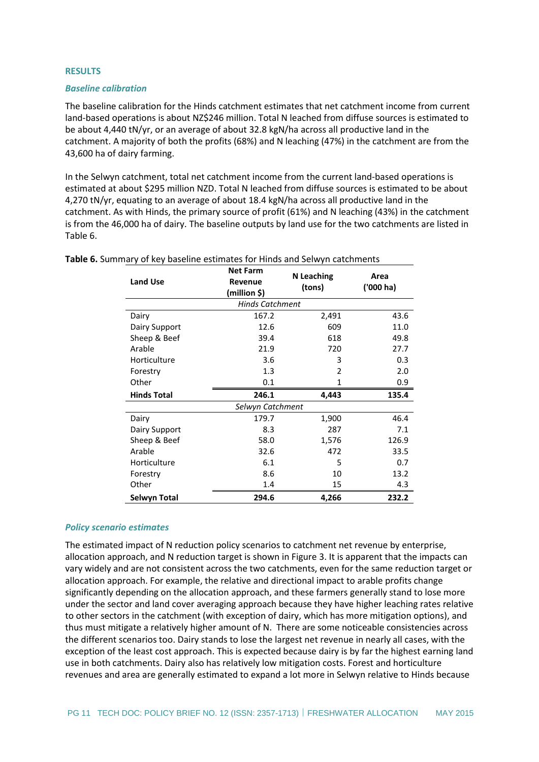## RESULTS

### *Baseline calibration*

The baseline calibration for the Hinds catchment estimates that net catchment income from current land-based operations is about NZ$246 million. Total N leached from diffuse sources is estimated to be about 4,440 tN/yr, or an average of about 32.8 kgN/ha across all productive land in the catchment. A majority of both the profits (68%) and N leaching (47%) in the catchment are from the 43,600 ha of dairy farming.

In the Selwyn catchment, total net catchment income from the current land-based operations is estimated at about $295 million NZD. Total N leached from diffuse sources is estimated to be about 4,270 tN/yr, equating to an average of about 18.4 kgN/ha across all productive land in the catchment. As with Hinds, the primary source of profit (61%) and N leaching (43%) in the catchment is from the 46,000 ha of dairy. The baseline outputs by land use for the two catchments are listed in Table 6.

**Table 6.** Summary of key baseline estimates for Hinds and Selwyn catchments

| Land Use | Net Farm Revenue (million $) | N Leaching (tons) | Area ('000 ha) |
|---|---|---|---|
| | *Hinds Catchment* | | |
| Dairy | 167.2 | 2,491 | 43.6 |
| Dairy Support | 12.6 | 609 | 11.0 |
| Sheep & Beef | 39.4 | 618 | 49.8 |
| Arable | 21.9 | 720 | 27.7 |
| Horticulture | 3.6 | 3 | 0.3 |
| Forestry | 1.3 | 2 | 2.0 |
| Other | 0.1 | 1 | 0.9 |
| **Hinds Total** | **246.1** | **4,443** | **135.4** |
| | *Selwyn Catchment* | | |
| Dairy | 179.7 | 1,900 | 46.4 |
| Dairy Support | 8.3 | 287 | 7.1 |
| Sheep & Beef | 58.0 | 1,576 | 126.9 |
| Arable | 32.6 | 472 | 33.5 |
| Horticulture | 6.1 | 5 | 0.7 |
| Forestry | 8.6 | 10 | 13.2 |
| Other | 1.4 | 15 | 4.3 |
| **Selwyn Total** | **294.6** | **4,266** | **232.2** |

### *Policy scenario estimates*

The estimated impact of N reduction policy scenarios to catchment net revenue by enterprise, allocation approach, and N reduction target is shown in Figure 3. It is apparent that the impacts can vary widely and are not consistent across the two catchments, even for the same reduction target or allocation approach. For example, the relative and directional impact to arable profits change significantly depending on the allocation approach, and these farmers generally stand to lose more under the sector and land cover averaging approach because they have higher leaching rates relative to other sectors in the catchment (with exception of dairy, which has more mitigation options), and thus must mitigate a relatively higher amount of N. There are some noticeable consistencies across the different scenarios too. Dairy stands to lose the largest net revenue in nearly all cases, with the exception of the least cost approach. This is expected because dairy is by far the highest earning land use in both catchments. Dairy also has relatively low mitigation costs. Forest and horticulture revenues and area are generally estimated to expand a lot more in Selwyn relative to Hinds because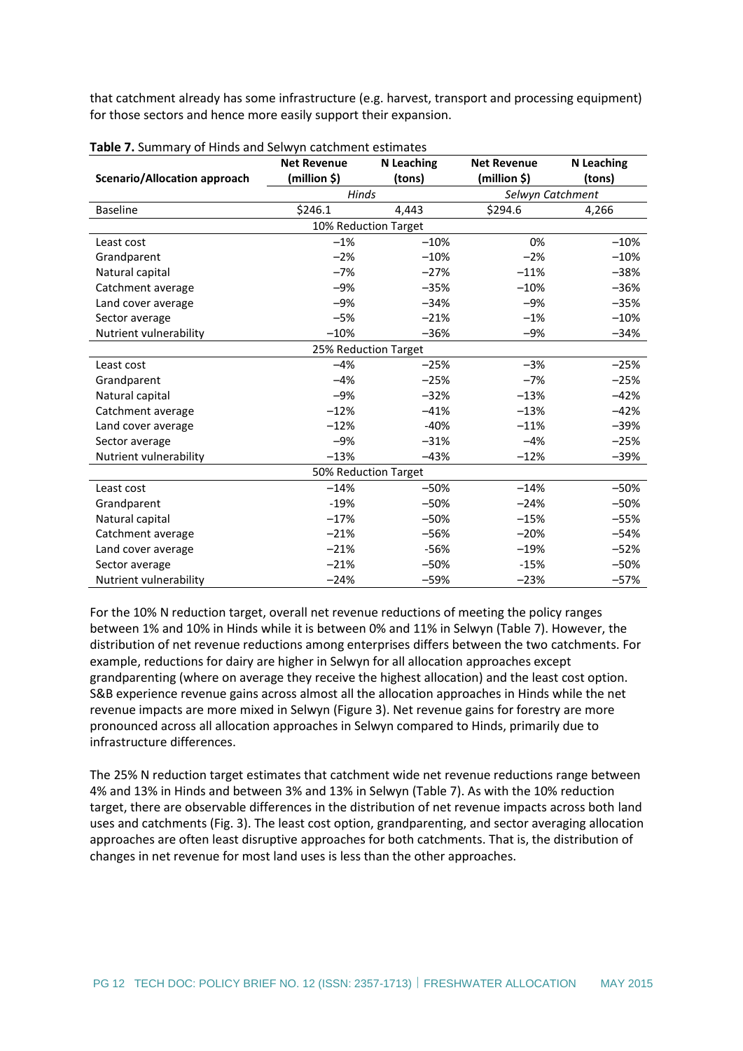that catchment already has some infrastructure (e.g. harvest, transport and processing equipment) for those sectors and hence more easily support their expansion.

**Table 7.** Summary of Hinds and Selwyn catchment estimates

| Scenario/Allocation approach | Net Revenue (million $) | N Leaching (tons) | Net Revenue (million $) | N Leaching (tons) |
|---|---|---|---|---|
| | *Hinds* | | *Selwyn Catchment* | |
| Baseline | $246.1 | 4,443 | $294.6 | 4,266 |
| 10% Reduction Target | | | | |
| Least cost | −1% | −10% | 0% | −10% |
| Grandparent | −2% | −10% | −2% | −10% |
| Natural capital | −7% | −27% | −11% | −38% |
| Catchment average | −9% | −35% | −10% | −36% |
| Land cover average | −9% | −34% | −9% | −35% |
| Sector average | −5% | −21% | −1% | −10% |
| Nutrient vulnerability | −10% | −36% | −9% | −34% |
| 25% Reduction Target | | | | |
| Least cost | −4% | −25% | −3% | −25% |
| Grandparent | −4% | −25% | −7% | −25% |
| Natural capital | −9% | −32% | −13% | −42% |
| Catchment average | −12% | −41% | −13% | −42% |
| Land cover average | −12% | -40% | −11% | −39% |
| Sector average | −9% | −31% | −4% | −25% |
| Nutrient vulnerability | −13% | −43% | −12% | −39% |
| 50% Reduction Target | | | | |
| Least cost | −14% | −50% | −14% | −50% |
| Grandparent | -19% | −50% | −24% | −50% |
| Natural capital | −17% | −50% | −15% | −55% |
| Catchment average | −21% | −56% | −20% | −54% |
| Land cover average | −21% | -56% | −19% | −52% |
| Sector average | −21% | −50% | -15% | −50% |
| Nutrient vulnerability | −24% | −59% | −23% | −57% |

For the 10% N reduction target, overall net revenue reductions of meeting the policy ranges between 1% and 10% in Hinds while it is between 0% and 11% in Selwyn (Table 7). However, the distribution of net revenue reductions among enterprises differs between the two catchments. For example, reductions for dairy are higher in Selwyn for all allocation approaches except grandparenting (where on average they receive the highest allocation) and the least cost option. S&B experience revenue gains across almost all the allocation approaches in Hinds while the net revenue impacts are more mixed in Selwyn (Figure 3). Net revenue gains for forestry are more pronounced across all allocation approaches in Selwyn compared to Hinds, primarily due to infrastructure differences.

The 25% N reduction target estimates that catchment wide net revenue reductions range between 4% and 13% in Hinds and between 3% and 13% in Selwyn (Table 7). As with the 10% reduction target, there are observable differences in the distribution of net revenue impacts across both land uses and catchments (Fig. 3). The least cost option, grandparenting, and sector averaging allocation approaches are often least disruptive approaches for both catchments. That is, the distribution of changes in net revenue for most land uses is less than the other approaches.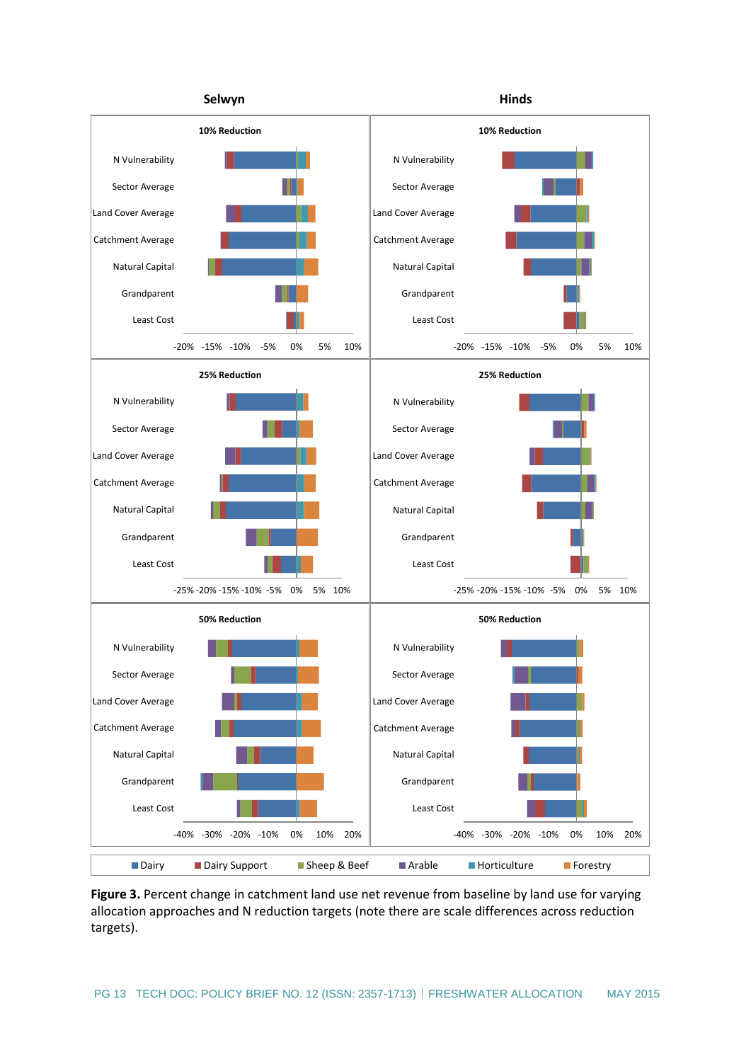**Figure 3.** Percent change in catchment land use net revenue from baseline by land use for varying allocation approaches and N reduction targets (note there are scale differences across reduction targets).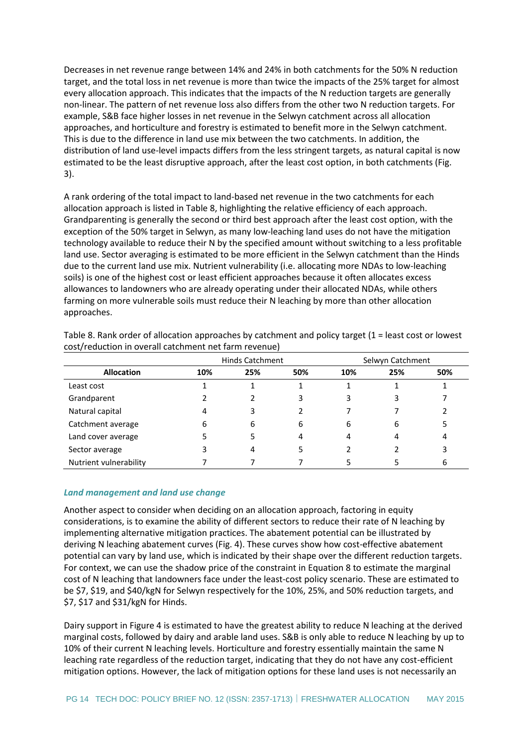Decreases in net revenue range between 14% and 24% in both catchments for the 50% N reduction target, and the total loss in net revenue is more than twice the impacts of the 25% target for almost every allocation approach. This indicates that the impacts of the N reduction targets are generally non-linear. The pattern of net revenue loss also differs from the other two N reduction targets. For example, S&B face higher losses in net revenue in the Selwyn catchment across all allocation approaches, and horticulture and forestry is estimated to benefit more in the Selwyn catchment. This is due to the difference in land use mix between the two catchments. In addition, the distribution of land use-level impacts differs from the less stringent targets, as natural capital is now estimated to be the least disruptive approach, after the least cost option, in both catchments (Fig. 3).

A rank ordering of the total impact to land-based net revenue in the two catchments for each allocation approach is listed in Table 8, highlighting the relative efficiency of each approach. Grandparenting is generally the second or third best approach after the least cost option, with the exception of the 50% target in Selwyn, as many low-leaching land uses do not have the mitigation technology available to reduce their N by the specified amount without switching to a less profitable land use. Sector averaging is estimated to be more efficient in the Selwyn catchment than the Hinds due to the current land use mix. Nutrient vulnerability (i.e. allocating more NDAs to low-leaching soils) is one of the highest cost or least efficient approaches because it often allocates excess allowances to landowners who are already operating under their allocated NDAs, while others farming on more vulnerable soils must reduce their N leaching by more than other allocation approaches.

Table 8. Rank order of allocation approaches by catchment and policy target (1 = least cost or lowest cost/reduction in overall catchment net farm revenue)

| | Hinds Catchment | | | Selwyn Catchment | | |
|---|---|---|---|---|---|---|
| **Allocation** | **10%** | **25%** | **50%** | **10%** | **25%** | **50%** |
| Least cost | 1 | 1 | 1 | 1 | 1 | 1 |
| Grandparent | 2 | 2 | 3 | 3 | 3 | 7 |
| Natural capital | 4 | 3 | 2 | 7 | 7 | 2 |
| Catchment average | 6 | 6 | 6 | 6 | 6 | 5 |
| Land cover average | 5 | 5 | 4 | 4 | 4 | 4 |
| Sector average | 3 | 4 | 5 | 2 | 2 | 3 |
| Nutrient vulnerability | 7 | 7 | 7 | 5 | 5 | 6 |

### *Land management and land use change*

Another aspect to consider when deciding on an allocation approach, factoring in equity considerations, is to examine the ability of different sectors to reduce their rate of N leaching by implementing alternative mitigation practices. The abatement potential can be illustrated by deriving N leaching abatement curves (Fig. 4). These curves show how cost-effective abatement potential can vary by land use, which is indicated by their shape over the different reduction targets. For context, we can use the shadow price of the constraint in Equation 8 to estimate the marginal cost of N leaching that landowners face under the least-cost policy scenario. These are estimated to be \$7, \$19, and \$40/kgN for Selwyn respectively for the 10%, 25%, and 50% reduction targets, and \$7, \$17 and \$31/kgN for Hinds.

Dairy support in Figure 4 is estimated to have the greatest ability to reduce N leaching at the derived marginal costs, followed by dairy and arable land uses. S&B is only able to reduce N leaching by up to 10% of their current N leaching levels. Horticulture and forestry essentially maintain the same N leaching rate regardless of the reduction target, indicating that they do not have any cost-efficient mitigation options. However, the lack of mitigation options for these land uses is not necessarily an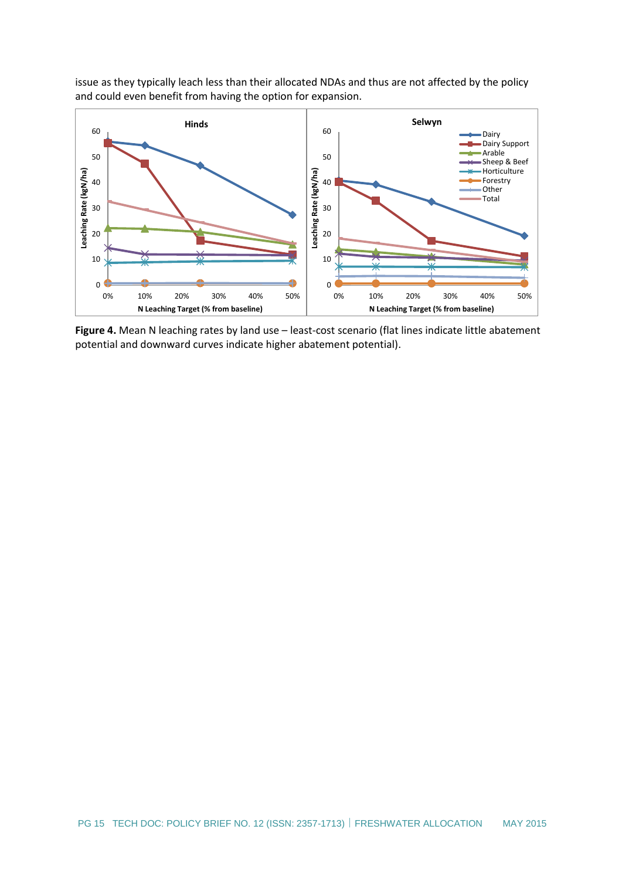issue as they typically leach less than their allocated NDAs and thus are not affected by the policy and could even benefit from having the option for expansion.

**Figure 4.** Mean N leaching rates by land use – least-cost scenario (flat lines indicate little abatement potential and downward curves indicate higher abatement potential).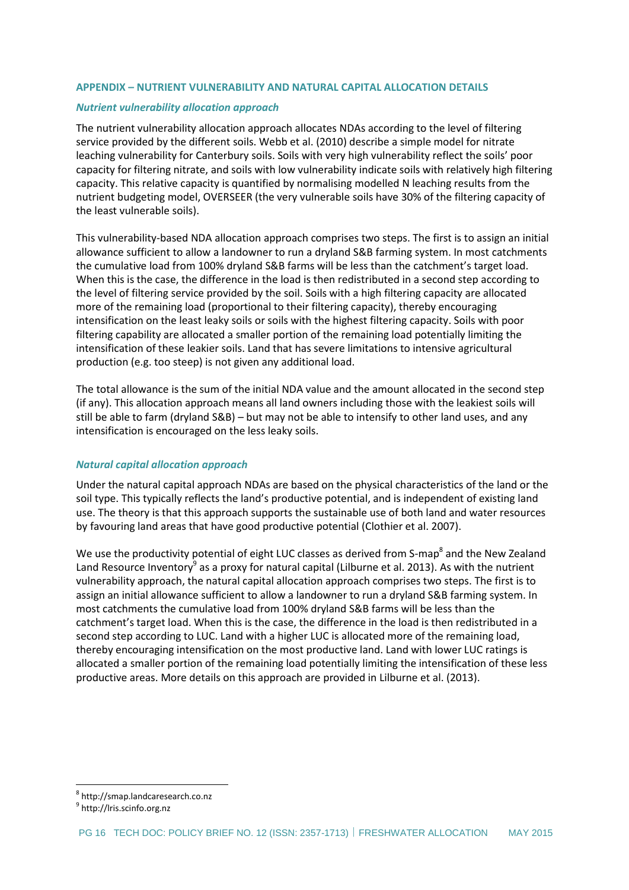## APPENDIX – NUTRIENT VULNERABILITY AND NATURAL CAPITAL ALLOCATION DETAILS

### *Nutrient vulnerability allocation approach*

The nutrient vulnerability allocation approach allocates NDAs according to the level of filtering service provided by the different soils. Webb et al. (2010) describe a simple model for nitrate leaching vulnerability for Canterbury soils. Soils with very high vulnerability reflect the soils' poor capacity for filtering nitrate, and soils with low vulnerability indicate soils with relatively high filtering capacity. This relative capacity is quantified by normalising modelled N leaching results from the nutrient budgeting model, OVERSEER (the very vulnerable soils have 30% of the filtering capacity of the least vulnerable soils).

This vulnerability-based NDA allocation approach comprises two steps. The first is to assign an initial allowance sufficient to allow a landowner to run a dryland S&B farming system. In most catchments the cumulative load from 100% dryland S&B farms will be less than the catchment's target load. When this is the case, the difference in the load is then redistributed in a second step according to the level of filtering service provided by the soil. Soils with a high filtering capacity are allocated more of the remaining load (proportional to their filtering capacity), thereby encouraging intensification on the least leaky soils or soils with the highest filtering capacity. Soils with poor filtering capability are allocated a smaller portion of the remaining load potentially limiting the intensification of these leakier soils. Land that has severe limitations to intensive agricultural production (e.g. too steep) is not given any additional load.

The total allowance is the sum of the initial NDA value and the amount allocated in the second step (if any). This allocation approach means all land owners including those with the leakiest soils will still be able to farm (dryland S&B) – but may not be able to intensify to other land uses, and any intensification is encouraged on the less leaky soils.

### *Natural capital allocation approach*

Under the natural capital approach NDAs are based on the physical characteristics of the land or the soil type. This typically reflects the land's productive potential, and is independent of existing land use. The theory is that this approach supports the sustainable use of both land and water resources by favouring land areas that have good productive potential (Clothier et al. 2007).

We use the productivity potential of eight LUC classes as derived from S-map[8] and the New Zealand Land Resource Inventory[9] as a proxy for natural capital (Lilburne et al. 2013). As with the nutrient vulnerability approach, the natural capital allocation approach comprises two steps. The first is to assign an initial allowance sufficient to allow a landowner to run a dryland S&B farming system. In most catchments the cumulative load from 100% dryland S&B farms will be less than the catchment's target load. When this is the case, the difference in the load is then redistributed in a second step according to LUC. Land with a higher LUC is allocated more of the remaining load, thereby encouraging intensification on the most productive land. Land with lower LUC ratings is allocated a smaller portion of the remaining load potentially limiting the intensification of these less productive areas. More details on this approach are provided in Lilburne et al. (2013).

[8] http://smap.landcareresearch.co.nz
[9] http://lris.scinfo.org.nz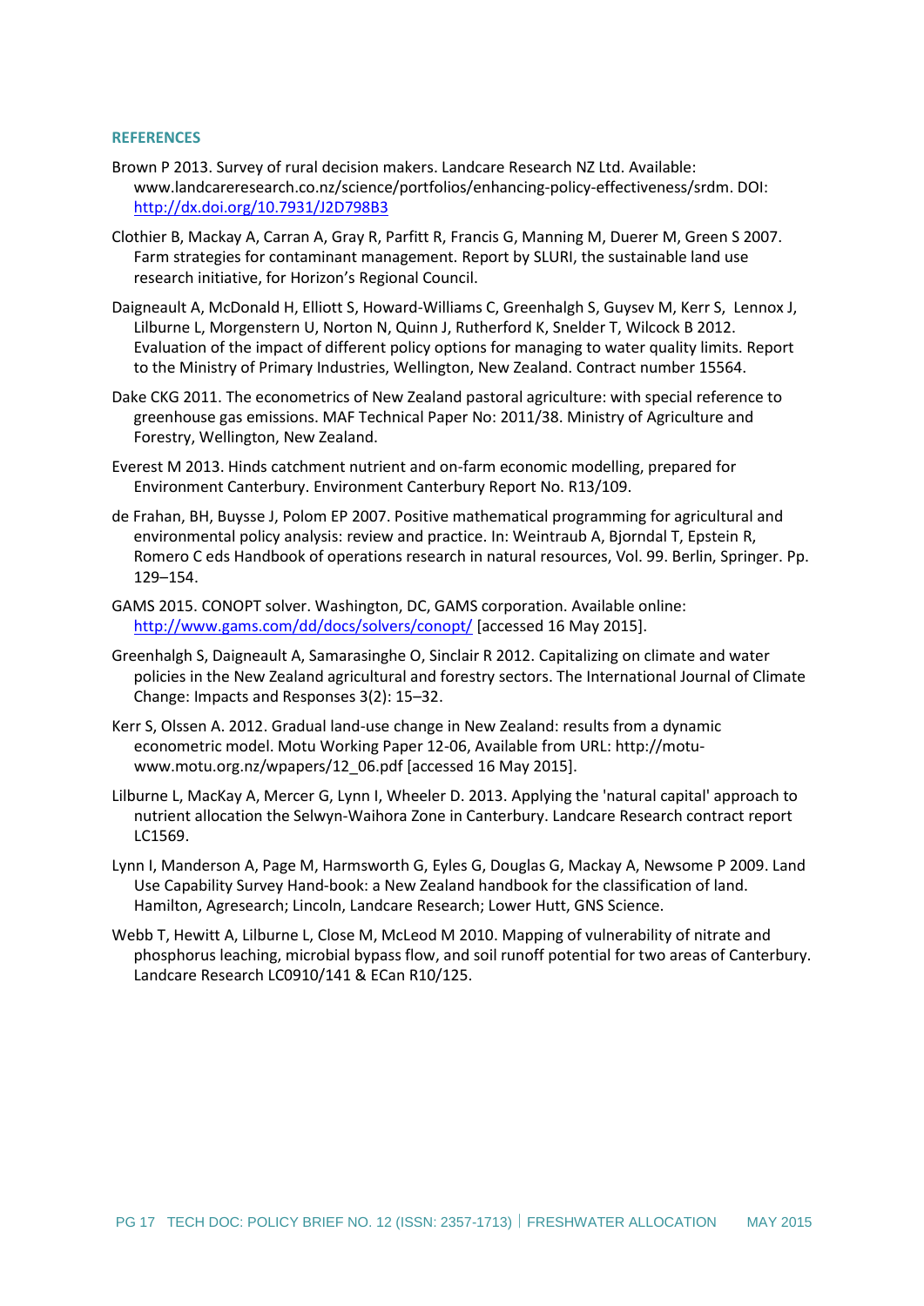## REFERENCES

Brown P 2013. Survey of rural decision makers. Landcare Research NZ Ltd. Available: www.landcareresearch.co.nz/science/portfolios/enhancing-policy-effectiveness/srdm. DOI: http://dx.doi.org/10.7931/J2D798B3

Clothier B, Mackay A, Carran A, Gray R, Parfitt R, Francis G, Manning M, Duerer M, Green S 2007. Farm strategies for contaminant management. Report by SLURI, the sustainable land use research initiative, for Horizon's Regional Council.

Daigneault A, McDonald H, Elliott S, Howard-Williams C, Greenhalgh S, Guysev M, Kerr S, Lennox J, Lilburne L, Morgenstern U, Norton N, Quinn J, Rutherford K, Snelder T, Wilcock B 2012. Evaluation of the impact of different policy options for managing to water quality limits. Report to the Ministry of Primary Industries, Wellington, New Zealand. Contract number 15564.

Dake CKG 2011. The econometrics of New Zealand pastoral agriculture: with special reference to greenhouse gas emissions. MAF Technical Paper No: 2011/38. Ministry of Agriculture and Forestry, Wellington, New Zealand.

Everest M 2013. Hinds catchment nutrient and on-farm economic modelling, prepared for Environment Canterbury. Environment Canterbury Report No. R13/109.

de Frahan, BH, Buysse J, Polom EP 2007. Positive mathematical programming for agricultural and environmental policy analysis: review and practice. In: Weintraub A, Bjorndal T, Epstein R, Romero C eds Handbook of operations research in natural resources, Vol. 99. Berlin, Springer. Pp. 129–154.

GAMS 2015. CONOPT solver. Washington, DC, GAMS corporation. Available online: http://www.gams.com/dd/docs/solvers/conopt/ [accessed 16 May 2015].

Greenhalgh S, Daigneault A, Samarasinghe O, Sinclair R 2012. Capitalizing on climate and water policies in the New Zealand agricultural and forestry sectors. The International Journal of Climate Change: Impacts and Responses 3(2): 15–32.

Kerr S, Olssen A. 2012. Gradual land-use change in New Zealand: results from a dynamic econometric model. Motu Working Paper 12-06, Available from URL: http://motu-www.motu.org.nz/wpapers/12_06.pdf [accessed 16 May 2015].

Lilburne L, MacKay A, Mercer G, Lynn I, Wheeler D. 2013. Applying the 'natural capital' approach to nutrient allocation the Selwyn-Waihora Zone in Canterbury. Landcare Research contract report LC1569.

Lynn I, Manderson A, Page M, Harmsworth G, Eyles G, Douglas G, Mackay A, Newsome P 2009. Land Use Capability Survey Hand-book: a New Zealand handbook for the classification of land. Hamilton, Agresearch; Lincoln, Landcare Research; Lower Hutt, GNS Science.

Webb T, Hewitt A, Lilburne L, Close M, McLeod M 2010. Mapping of vulnerability of nitrate and phosphorus leaching, microbial bypass flow, and soil runoff potential for two areas of Canterbury. Landcare Research LC0910/141 & ECan R10/125.